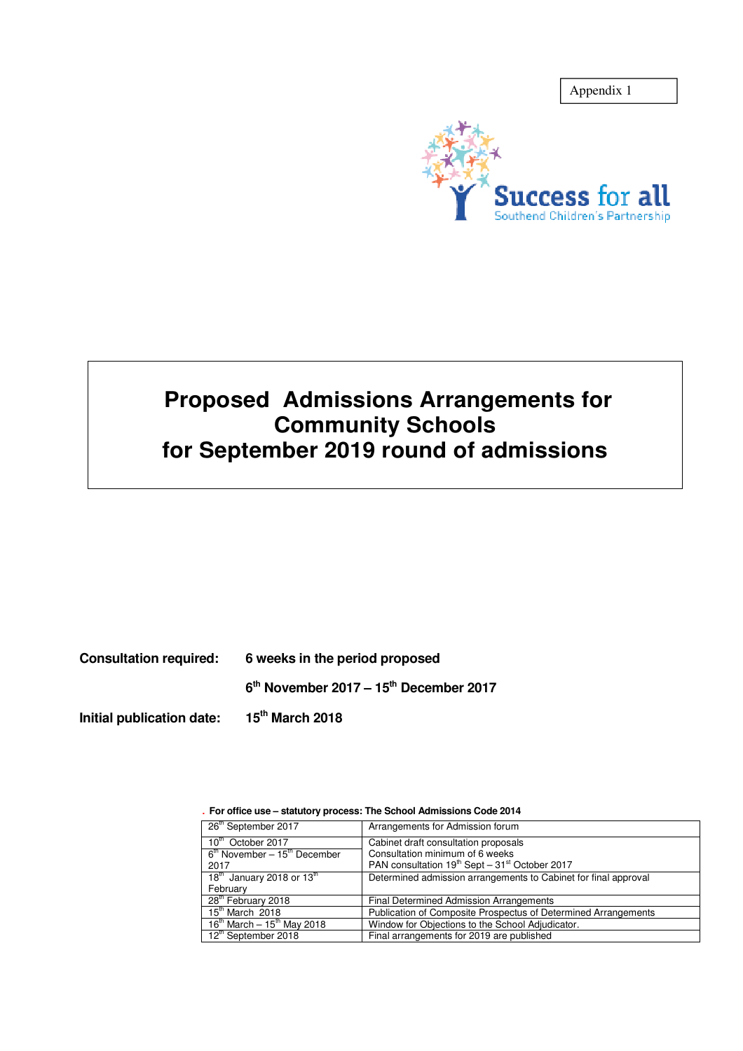Appendix 1

Success for all
Southend Children's Partnership

# Proposed Admissions Arrangements for Community Schools for September 2019 round of admissions

**Consultation required:** **6 weeks in the period proposed**

**6th November 2017 – 15th December 2017**

**Initial publication date:** **15th March 2018**

**For office use – statutory process: The School Admissions Code 2014**

| | |
|---|---|
| 26th September 2017 | Arrangements for Admission forum |
| 10th October 2017 | Cabinet draft consultation proposals |
| 6th November – 15th December 2017 | Consultation minimum of 6 weeks<br>PAN consultation 19th Sept – 31st October 2017 |
| 18th January 2018 or 13th February | Determined admission arrangements to Cabinet for final approval |
| 28th February 2018 | Final Determined Admission Arrangements |
| 15th March 2018 | Publication of Composite Prospectus of Determined Arrangements |
| 16th March – 15th May 2018 | Window for Objections to the School Adjudicator. |
| 12th September 2018 | Final arrangements for 2019 are published |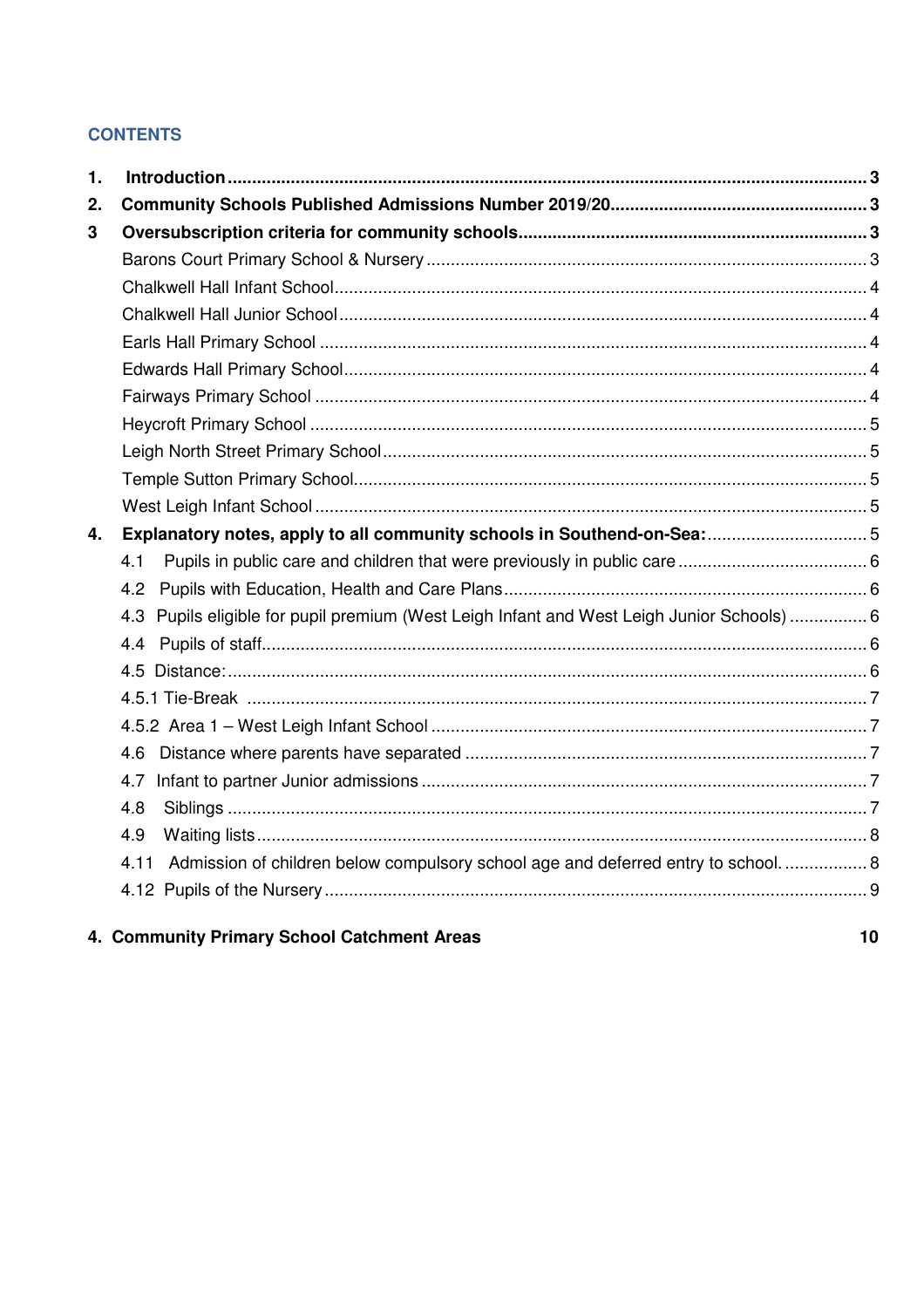## CONTENTS

| | | |
|---|---|---|
| **1.** | **Introduction** | **3** |
| **2.** | **Community Schools Published Admissions Number 2019/20** | **3** |
| **3** | **Oversubscription criteria for community schools** | **3** |
| | Barons Court Primary School & Nursery | 3 |
| | Chalkwell Hall Infant School | 4 |
| | Chalkwell Hall Junior School | 4 |
| | Earls Hall Primary School | 4 |
| | Edwards Hall Primary School | 4 |
| | Fairways Primary School | 4 |
| | Heycroft Primary School | 5 |
| | Leigh North Street Primary School | 5 |
| | Temple Sutton Primary School | 5 |
| | West Leigh Infant School | 5 |
| **4.** | **Explanatory notes, apply to all community schools in Southend-on-Sea:** | **5** |
| | 4.1 Pupils in public care and children that were previously in public care | 6 |
| | 4.2 Pupils with Education, Health and Care Plans | 6 |
| | 4.3 Pupils eligible for pupil premium (West Leigh Infant and West Leigh Junior Schools) | 6 |
| | 4.4 Pupils of staff | 6 |
| | 4.5 Distance: | 6 |
| | 4.5.1 Tie-Break | 7 |
| | 4.5.2 Area 1 – West Leigh Infant School | 7 |
| | 4.6 Distance where parents have separated | 7 |
| | 4.7 Infant to partner Junior admissions | 7 |
| | 4.8 Siblings | 7 |
| | 4.9 Waiting lists | 8 |
| | 4.11 Admission of children below compulsory school age and deferred entry to school. | 8 |
| | 4.12 Pupils of the Nursery | 9 |
| **4.** | **Community Primary School Catchment Areas** | **10** |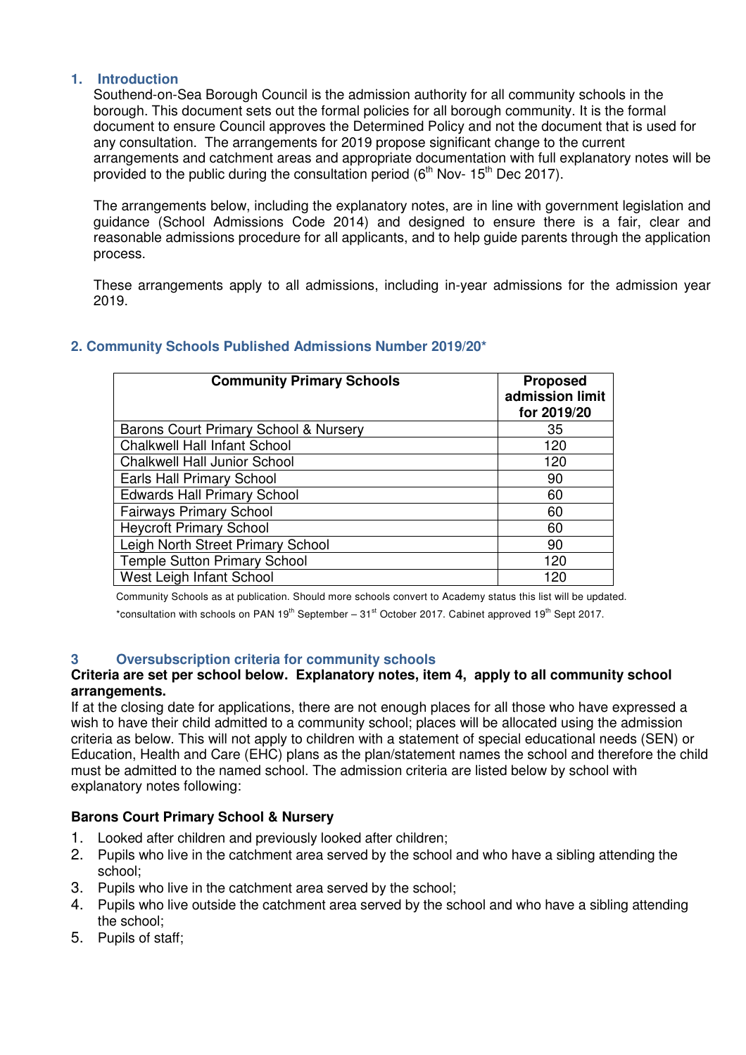## 1. Introduction

Southend-on-Sea Borough Council is the admission authority for all community schools in the borough. This document sets out the formal policies for all borough community. It is the formal document to ensure Council approves the Determined Policy and not the document that is used for any consultation. The arrangements for 2019 propose significant change to the current arrangements and catchment areas and appropriate documentation with full explanatory notes will be provided to the public during the consultation period (6th Nov- 15th Dec 2017).

The arrangements below, including the explanatory notes, are in line with government legislation and guidance (School Admissions Code 2014) and designed to ensure there is a fair, clear and reasonable admissions procedure for all applicants, and to help guide parents through the application process.

These arrangements apply to all admissions, including in-year admissions for the admission year 2019.

## 2. Community Schools Published Admissions Number 2019/20*

| Community Primary Schools | Proposed admission limit for 2019/20 |
|---|---|
| Barons Court Primary School & Nursery | 35 |
| Chalkwell Hall Infant School | 120 |
| Chalkwell Hall Junior School | 120 |
| Earls Hall Primary School | 90 |
| Edwards Hall Primary School | 60 |
| Fairways Primary School | 60 |
| Heycroft Primary School | 60 |
| Leigh North Street Primary School | 90 |
| Temple Sutton Primary School | 120 |
| West Leigh Infant School | 120 |

Community Schools as at publication. Should more schools convert to Academy status this list will be updated.

*consultation with schools on PAN 19th September – 31st October 2017. Cabinet approved 19th Sept 2017.

## 3 Oversubscription criteria for community schools

**Criteria are set per school below. Explanatory notes, item 4, apply to all community school arrangements.**

If at the closing date for applications, there are not enough places for all those who have expressed a wish to have their child admitted to a community school; places will be allocated using the admission criteria as below. This will not apply to children with a statement of special educational needs (SEN) or Education, Health and Care (EHC) plans as the plan/statement names the school and therefore the child must be admitted to the named school. The admission criteria are listed below by school with explanatory notes following:

### Barons Court Primary School & Nursery

1. Looked after children and previously looked after children;
2. Pupils who live in the catchment area served by the school and who have a sibling attending the school;
3. Pupils who live in the catchment area served by the school;
4. Pupils who live outside the catchment area served by the school and who have a sibling attending the school;
5. Pupils of staff;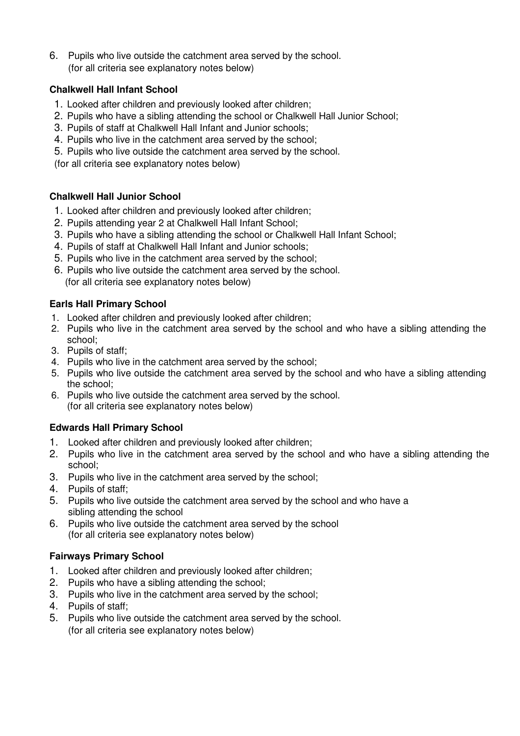6. Pupils who live outside the catchment area served by the school.  
   (for all criteria see explanatory notes below)

**Chalkwell Hall Infant School**

1. Looked after children and previously looked after children;
2. Pupils who have a sibling attending the school or Chalkwell Hall Junior School;
3. Pupils of staff at Chalkwell Hall Infant and Junior schools;
4. Pupils who live in the catchment area served by the school;
5. Pupils who live outside the catchment area served by the school.

(for all criteria see explanatory notes below)

**Chalkwell Hall Junior School**

1. Looked after children and previously looked after children;
2. Pupils attending year 2 at Chalkwell Hall Infant School;
3. Pupils who have a sibling attending the school or Chalkwell Hall Infant School;
4. Pupils of staff at Chalkwell Hall Infant and Junior schools;
5. Pupils who live in the catchment area served by the school;
6. Pupils who live outside the catchment area served by the school.  
   (for all criteria see explanatory notes below)

**Earls Hall Primary School**

1. Looked after children and previously looked after children;
2. Pupils who live in the catchment area served by the school and who have a sibling attending the school;
3. Pupils of staff;
4. Pupils who live in the catchment area served by the school;
5. Pupils who live outside the catchment area served by the school and who have a sibling attending the school;
6. Pupils who live outside the catchment area served by the school.  
   (for all criteria see explanatory notes below)

**Edwards Hall Primary School**

1. Looked after children and previously looked after children;
2. Pupils who live in the catchment area served by the school and who have a sibling attending the school;
3. Pupils who live in the catchment area served by the school;
4. Pupils of staff;
5. Pupils who live outside the catchment area served by the school and who have a sibling attending the school
6. Pupils who live outside the catchment area served by the school  
   (for all criteria see explanatory notes below)

**Fairways Primary School**

1. Looked after children and previously looked after children;
2. Pupils who have a sibling attending the school;
3. Pupils who live in the catchment area served by the school;
4. Pupils of staff;
5. Pupils who live outside the catchment area served by the school.  
   (for all criteria see explanatory notes below)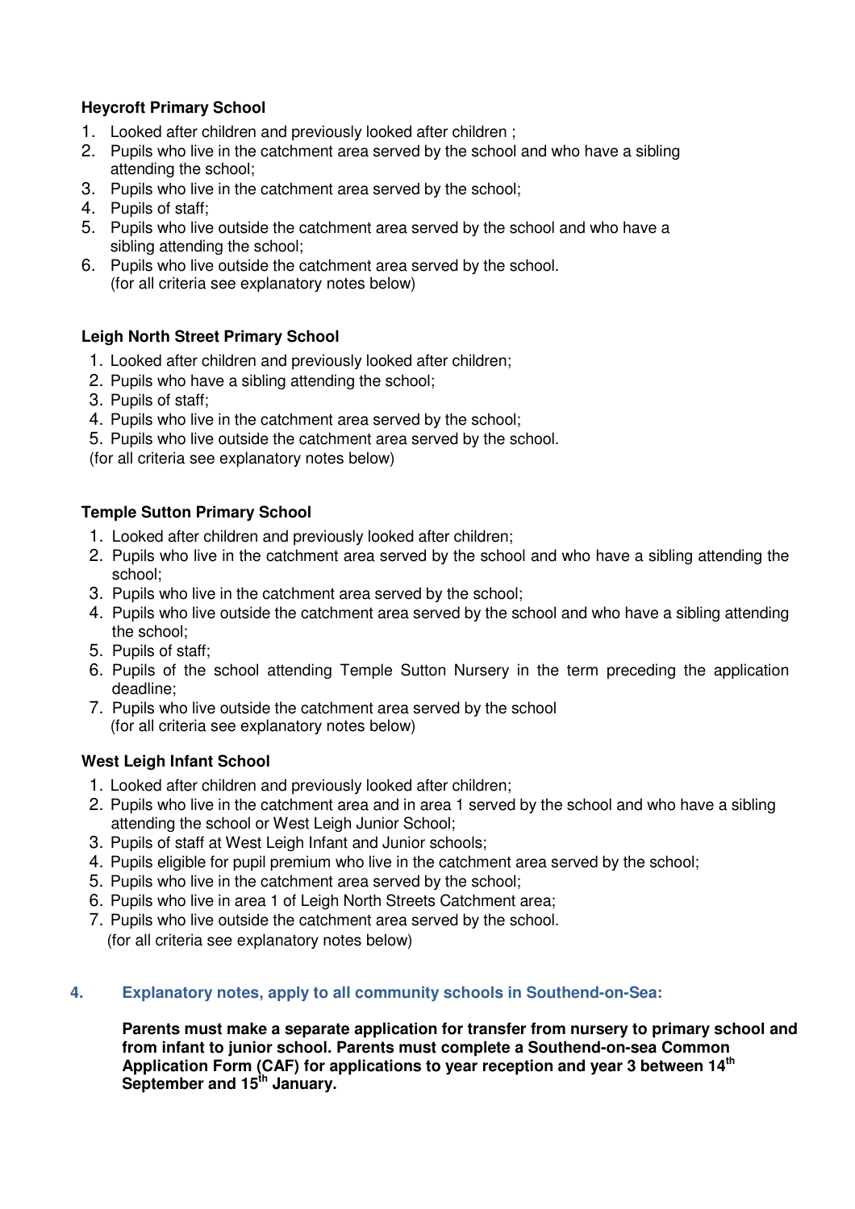**Heycroft Primary School**

1. Looked after children and previously looked after children ;
2. Pupils who live in the catchment area served by the school and who have a sibling attending the school;
3. Pupils who live in the catchment area served by the school;
4. Pupils of staff;
5. Pupils who live outside the catchment area served by the school and who have a sibling attending the school;
6. Pupils who live outside the catchment area served by the school.
   (for all criteria see explanatory notes below)

**Leigh North Street Primary School**

1. Looked after children and previously looked after children;
2. Pupils who have a sibling attending the school;
3. Pupils of staff;
4. Pupils who live in the catchment area served by the school;
5. Pupils who live outside the catchment area served by the school.

(for all criteria see explanatory notes below)

**Temple Sutton Primary School**

1. Looked after children and previously looked after children;
2. Pupils who live in the catchment area served by the school and who have a sibling attending the school;
3. Pupils who live in the catchment area served by the school;
4. Pupils who live outside the catchment area served by the school and who have a sibling attending the school;
5. Pupils of staff;
6. Pupils of the school attending Temple Sutton Nursery in the term preceding the application deadline;
7. Pupils who live outside the catchment area served by the school
   (for all criteria see explanatory notes below)

**West Leigh Infant School**

1. Looked after children and previously looked after children;
2. Pupils who live in the catchment area and in area 1 served by the school and who have a sibling attending the school or West Leigh Junior School;
3. Pupils of staff at West Leigh Infant and Junior schools;
4. Pupils eligible for pupil premium who live in the catchment area served by the school;
5. Pupils who live in the catchment area served by the school;
6. Pupils who live in area 1 of Leigh North Streets Catchment area;
7. Pupils who live outside the catchment area served by the school.
   (for all criteria see explanatory notes below)

## 4. Explanatory notes, apply to all community schools in Southend-on-Sea:

**Parents must make a separate application for transfer from nursery to primary school and from infant to junior school. Parents must complete a Southend-on-sea Common Application Form (CAF) for applications to year reception and year 3 between 14th September and 15th January.**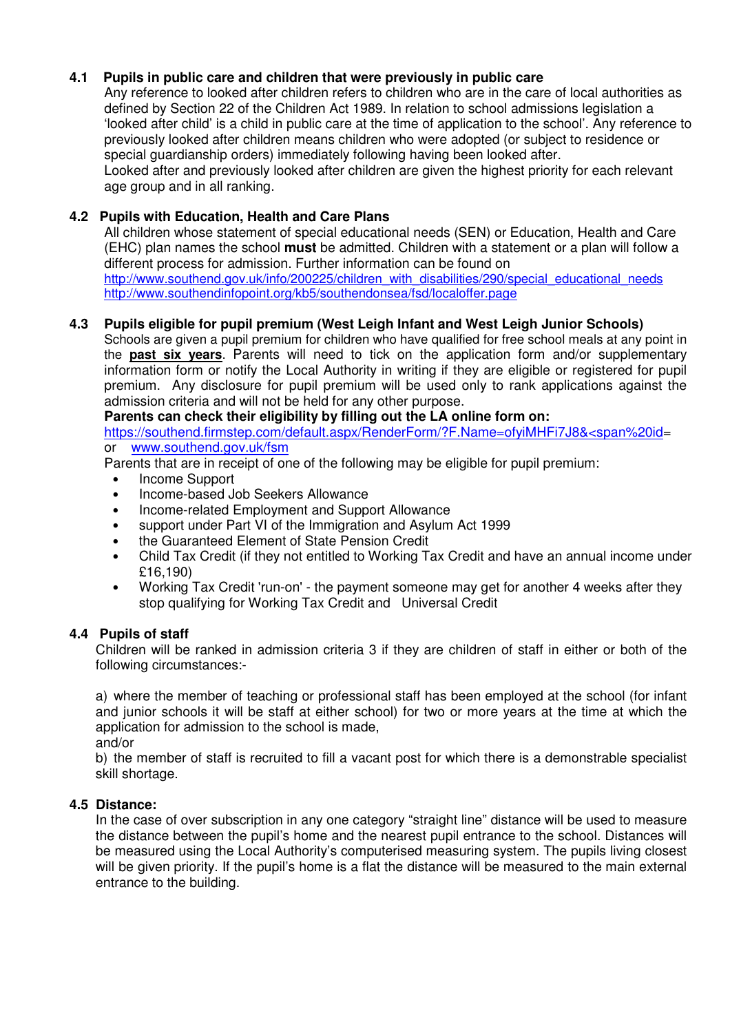### 4.1 Pupils in public care and children that were previously in public care

Any reference to looked after children refers to children who are in the care of local authorities as defined by Section 22 of the Children Act 1989. In relation to school admissions legislation a 'looked after child' is a child in public care at the time of application to the school'. Any reference to previously looked after children means children who were adopted (or subject to residence or special guardianship orders) immediately following having been looked after.

Looked after and previously looked after children are given the highest priority for each relevant age group and in all ranking.

### 4.2 Pupils with Education, Health and Care Plans

All children whose statement of special educational needs (SEN) or Education, Health and Care (EHC) plan names the school **must** be admitted. Children with a statement or a plan will follow a different process for admission. Further information can be found on
http://www.southend.gov.uk/info/200225/children_with_disabilities/290/special_educational_needs
http://www.southendinfopoint.org/kb5/southendonsea/fsd/localoffer.page

### 4.3 Pupils eligible for pupil premium (West Leigh Infant and West Leigh Junior Schools)

Schools are given a pupil premium for children who have qualified for free school meals at any point in the **past six years**. Parents will need to tick on the application form and/or supplementary information form or notify the Local Authority in writing if they are eligible or registered for pupil premium. Any disclosure for pupil premium will be used only to rank applications against the admission criteria and will not be held for any other purpose.

**Parents can check their eligibility by filling out the LA online form on:**
https://southend.firmstep.com/default.aspx/RenderForm/?F.Name=ofyiMHFi7J8&<span%20id=
or www.southend.gov.uk/fsm

Parents that are in receipt of one of the following may be eligible for pupil premium:

- Income Support
- Income-based Job Seekers Allowance
- Income-related Employment and Support Allowance
- support under Part VI of the Immigration and Asylum Act 1999
- the Guaranteed Element of State Pension Credit
- Child Tax Credit (if they not entitled to Working Tax Credit and have an annual income under £16,190)
- Working Tax Credit 'run-on' - the payment someone may get for another 4 weeks after they stop qualifying for Working Tax Credit and Universal Credit

### 4.4 Pupils of staff

Children will be ranked in admission criteria 3 if they are children of staff in either or both of the following circumstances:-

a) where the member of teaching or professional staff has been employed at the school (for infant and junior schools it will be staff at either school) for two or more years at the time at which the application for admission to the school is made,
and/or
b) the member of staff is recruited to fill a vacant post for which there is a demonstrable specialist skill shortage.

### 4.5 Distance:

In the case of over subscription in any one category "straight line" distance will be used to measure the distance between the pupil's home and the nearest pupil entrance to the school. Distances will be measured using the Local Authority's computerised measuring system. The pupils living closest will be given priority. If the pupil's home is a flat the distance will be measured to the main external entrance to the building.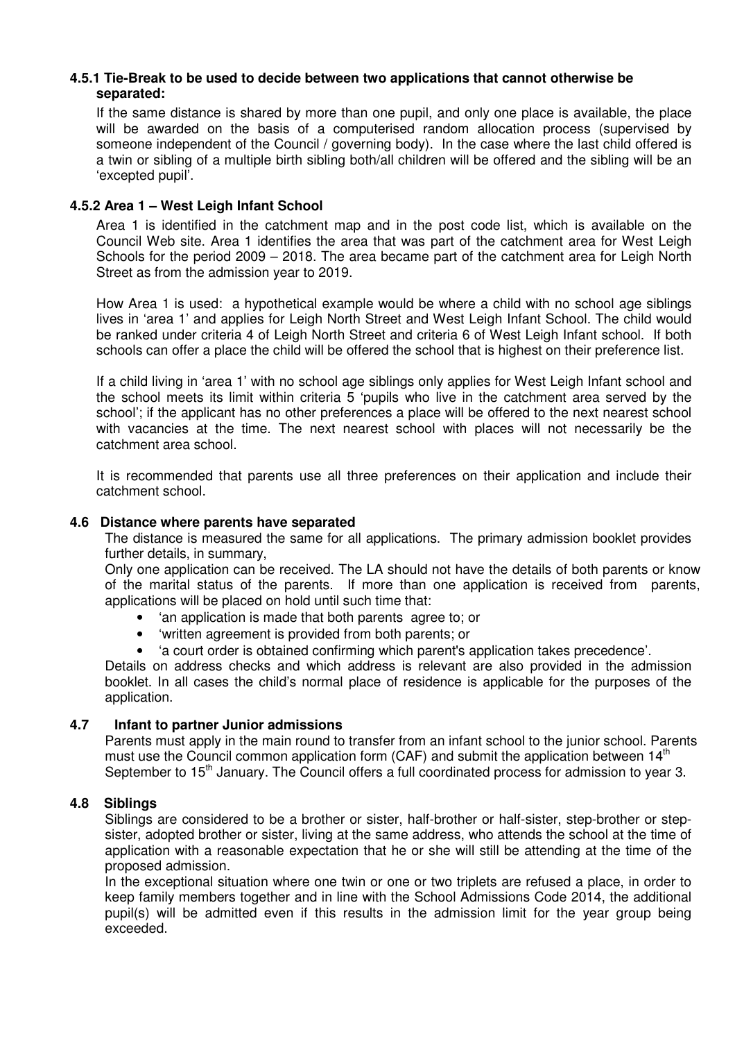#### 4.5.1 Tie-Break to be used to decide between two applications that cannot otherwise be separated:

If the same distance is shared by more than one pupil, and only one place is available, the place will be awarded on the basis of a computerised random allocation process (supervised by someone independent of the Council / governing body). In the case where the last child offered is a twin or sibling of a multiple birth sibling both/all children will be offered and the sibling will be an 'excepted pupil'.

#### 4.5.2 Area 1 – West Leigh Infant School

Area 1 is identified in the catchment map and in the post code list, which is available on the Council Web site. Area 1 identifies the area that was part of the catchment area for West Leigh Schools for the period 2009 – 2018. The area became part of the catchment area for Leigh North Street as from the admission year to 2019.

How Area 1 is used: a hypothetical example would be where a child with no school age siblings lives in 'area 1' and applies for Leigh North Street and West Leigh Infant School. The child would be ranked under criteria 4 of Leigh North Street and criteria 6 of West Leigh Infant school. If both schools can offer a place the child will be offered the school that is highest on their preference list.

If a child living in 'area 1' with no school age siblings only applies for West Leigh Infant school and the school meets its limit within criteria 5 'pupils who live in the catchment area served by the school'; if the applicant has no other preferences a place will be offered to the next nearest school with vacancies at the time. The next nearest school with places will not necessarily be the catchment area school.

It is recommended that parents use all three preferences on their application and include their catchment school.

### 4.6 Distance where parents have separated

The distance is measured the same for all applications. The primary admission booklet provides further details, in summary,

Only one application can be received. The LA should not have the details of both parents or know of the marital status of the parents. If more than one application is received from parents, applications will be placed on hold until such time that:

- 'an application is made that both parents agree to; or
- 'written agreement is provided from both parents; or
- 'a court order is obtained confirming which parent's application takes precedence'.

Details on address checks and which address is relevant are also provided in the admission booklet. In all cases the child's normal place of residence is applicable for the purposes of the application.

### 4.7 Infant to partner Junior admissions

Parents must apply in the main round to transfer from an infant school to the junior school. Parents must use the Council common application form (CAF) and submit the application between 14th September to 15th January. The Council offers a full coordinated process for admission to year 3.

### 4.8 Siblings

Siblings are considered to be a brother or sister, half-brother or half-sister, step-brother or step-sister, adopted brother or sister, living at the same address, who attends the school at the time of application with a reasonable expectation that he or she will still be attending at the time of the proposed admission.

In the exceptional situation where one twin or one or two triplets are refused a place, in order to keep family members together and in line with the School Admissions Code 2014, the additional pupil(s) will be admitted even if this results in the admission limit for the year group being exceeded.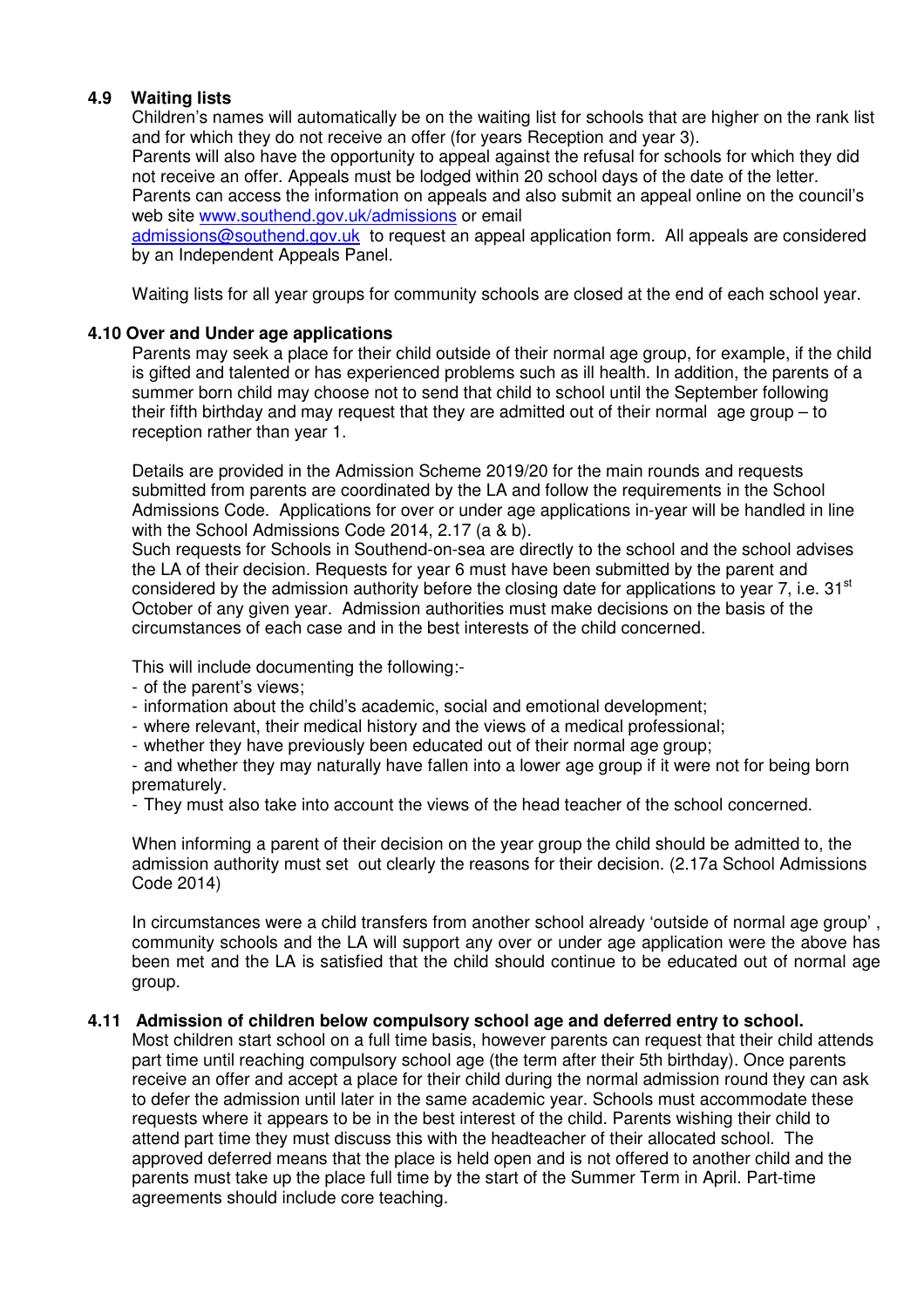### 4.9 Waiting lists

Children's names will automatically be on the waiting list for schools that are higher on the rank list and for which they do not receive an offer (for years Reception and year 3).

Parents will also have the opportunity to appeal against the refusal for schools for which they did not receive an offer. Appeals must be lodged within 20 school days of the date of the letter.

Parents can access the information on appeals and also submit an appeal online on the council's web site www.southend.gov.uk/admissions or email admissions@southend.gov.uk to request an appeal application form. All appeals are considered by an Independent Appeals Panel.

Waiting lists for all year groups for community schools are closed at the end of each school year.

### 4.10 Over and Under age applications

Parents may seek a place for their child outside of their normal age group, for example, if the child is gifted and talented or has experienced problems such as ill health. In addition, the parents of a summer born child may choose not to send that child to school until the September following their fifth birthday and may request that they are admitted out of their normal age group – to reception rather than year 1.

Details are provided in the Admission Scheme 2019/20 for the main rounds and requests submitted from parents are coordinated by the LA and follow the requirements in the School Admissions Code. Applications for over or under age applications in-year will be handled in line with the School Admissions Code 2014, 2.17 (a & b).

Such requests for Schools in Southend-on-sea are directly to the school and the school advises the LA of their decision. Requests for year 6 must have been submitted by the parent and considered by the admission authority before the closing date for applications to year 7, i.e. 31st October of any given year. Admission authorities must make decisions on the basis of the circumstances of each case and in the best interests of the child concerned.

This will include documenting the following:-

- of the parent's views;
- information about the child's academic, social and emotional development;
- where relevant, their medical history and the views of a medical professional;
- whether they have previously been educated out of their normal age group;
- and whether they may naturally have fallen into a lower age group if it were not for being born prematurely.
- They must also take into account the views of the head teacher of the school concerned.

When informing a parent of their decision on the year group the child should be admitted to, the admission authority must set out clearly the reasons for their decision. (2.17a School Admissions Code 2014)

In circumstances were a child transfers from another school already 'outside of normal age group', community schools and the LA will support any over or under age application were the above has been met and the LA is satisfied that the child should continue to be educated out of normal age group.

### 4.11 Admission of children below compulsory school age and deferred entry to school.

Most children start school on a full time basis, however parents can request that their child attends part time until reaching compulsory school age (the term after their 5th birthday). Once parents receive an offer and accept a place for their child during the normal admission round they can ask to defer the admission until later in the same academic year. Schools must accommodate these requests where it appears to be in the best interest of the child. Parents wishing their child to attend part time they must discuss this with the headteacher of their allocated school. The approved deferred means that the place is held open and is not offered to another child and the parents must take up the place full time by the start of the Summer Term in April. Part-time agreements should include core teaching.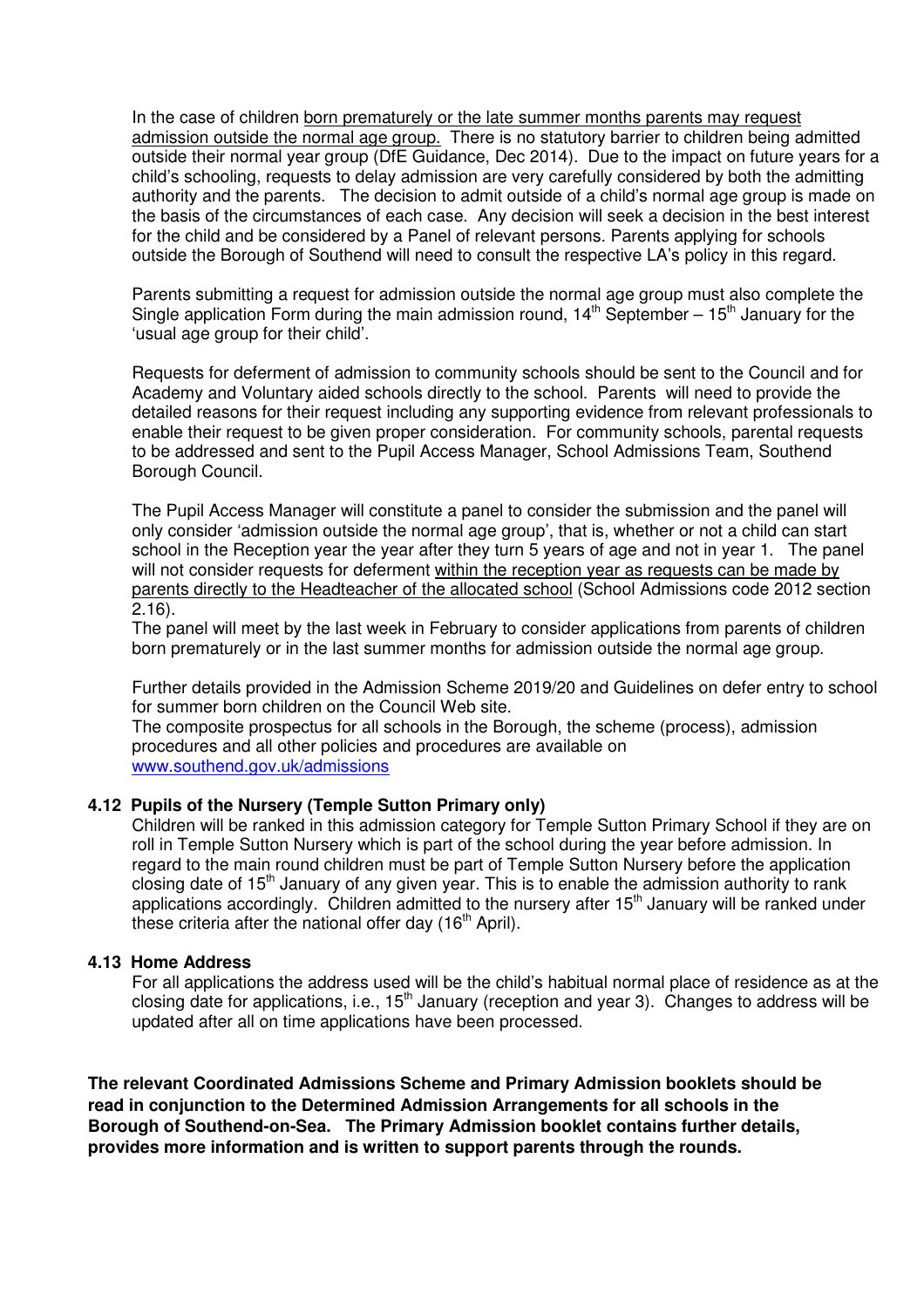In the case of children born prematurely or the late summer months parents may request admission outside the normal age group. There is no statutory barrier to children being admitted outside their normal year group (DfE Guidance, Dec 2014). Due to the impact on future years for a child's schooling, requests to delay admission are very carefully considered by both the admitting authority and the parents. The decision to admit outside of a child's normal age group is made on the basis of the circumstances of each case. Any decision will seek a decision in the best interest for the child and be considered by a Panel of relevant persons. Parents applying for schools outside the Borough of Southend will need to consult the respective LA's policy in this regard.

Parents submitting a request for admission outside the normal age group must also complete the Single application Form during the main admission round, 14th September – 15th January for the 'usual age group for their child'.

Requests for deferment of admission to community schools should be sent to the Council and for Academy and Voluntary aided schools directly to the school. Parents will need to provide the detailed reasons for their request including any supporting evidence from relevant professionals to enable their request to be given proper consideration. For community schools, parental requests to be addressed and sent to the Pupil Access Manager, School Admissions Team, Southend Borough Council.

The Pupil Access Manager will constitute a panel to consider the submission and the panel will only consider 'admission outside the normal age group', that is, whether or not a child can start school in the Reception year the year after they turn 5 years of age and not in year 1. The panel will not consider requests for deferment within the reception year as requests can be made by parents directly to the Headteacher of the allocated school (School Admissions code 2012 section 2.16).

The panel will meet by the last week in February to consider applications from parents of children born prematurely or in the last summer months for admission outside the normal age group.

Further details provided in the Admission Scheme 2019/20 and Guidelines on defer entry to school for summer born children on the Council Web site.

The composite prospectus for all schools in the Borough, the scheme (process), admission procedures and all other policies and procedures are available on www.southend.gov.uk/admissions

**4.12 Pupils of the Nursery (Temple Sutton Primary only)**

Children will be ranked in this admission category for Temple Sutton Primary School if they are on roll in Temple Sutton Nursery which is part of the school during the year before admission. In regard to the main round children must be part of Temple Sutton Nursery before the application closing date of 15th January of any given year. This is to enable the admission authority to rank applications accordingly. Children admitted to the nursery after 15th January will be ranked under these criteria after the national offer day (16th April).

**4.13 Home Address**

For all applications the address used will be the child's habitual normal place of residence as at the closing date for applications, i.e., 15th January (reception and year 3). Changes to address will be updated after all on time applications have been processed.

**The relevant Coordinated Admissions Scheme and Primary Admission booklets should be read in conjunction to the Determined Admission Arrangements for all schools in the Borough of Southend-on-Sea. The Primary Admission booklet contains further details, provides more information and is written to support parents through the rounds.**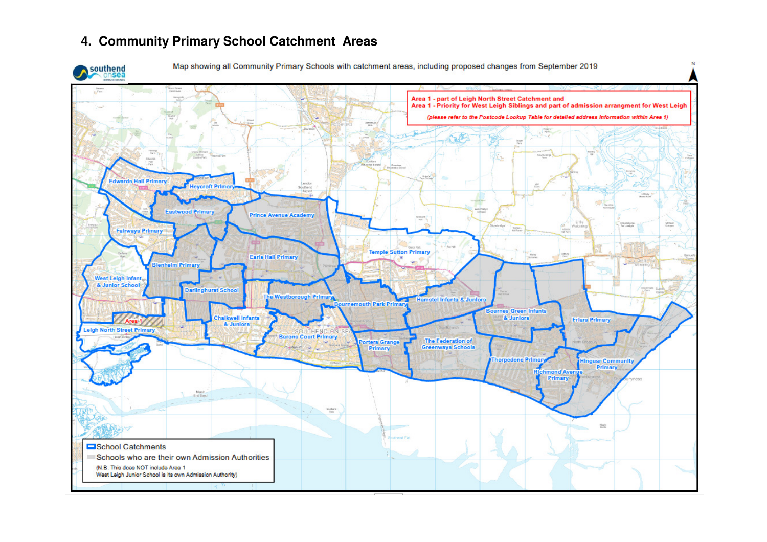## 4. Community Primary School Catchment Areas

Map showing all Community Primary Schools with catchment areas, including proposed changes from September 2019

Area 1 - part of Leigh North Street Catchment and
Area 1 - Priority for West Leigh Siblings and part of admission arrangment for West Leigh
*(please refer to the Postcode Lookup Table for detailed address information within Area 1)*

Edwards Hall Primary
Heycroft Primary
Eastwood Primary
Prince Avenue Academy
Fairways Primary
Earls Hall Primary
Temple Sutton Primary
Blenheim Primary
West Leigh Infant & Junior School
Darlinghurst School
The Westborough Primary
Bournemouth Park Primary
Hamstel Infants & Juniors
Area 1
Chalkwell Infants & Juniors
Bournes Green Infants & Juniors
Friars Primary
Leigh North Street Primary
Barons Court Primary
Porters Grange Primary
The Federation of Greenways Schools
Thorpedene Primary
Hinguar Community Primary
Richmond Avenue Primary

School Catchments
Schools who are their own Admission Authorities
(N.B. This does NOT include Area 1
West Leigh Junior School is its own Admission Authority)